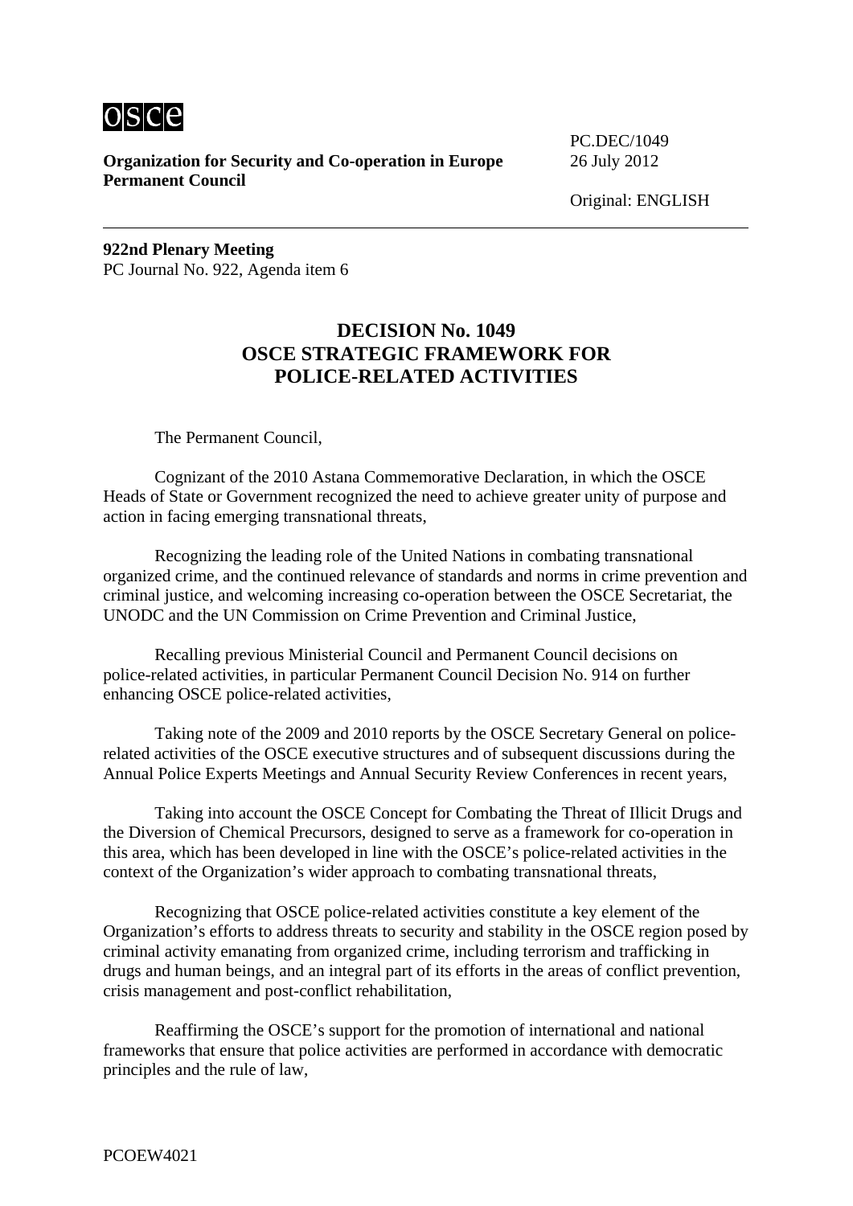**Organization for Security and Co-operation in Europe**
**Permanent Council**

PC.DEC/1049
26 July 2012

Original: ENGLISH

**922nd Plenary Meeting**
PC Journal No. 922, Agenda item 6

# DECISION No. 1049
# OSCE STRATEGIC FRAMEWORK FOR POLICE-RELATED ACTIVITIES

The Permanent Council,

Cognizant of the 2010 Astana Commemorative Declaration, in which the OSCE Heads of State or Government recognized the need to achieve greater unity of purpose and action in facing emerging transnational threats,

Recognizing the leading role of the United Nations in combating transnational organized crime, and the continued relevance of standards and norms in crime prevention and criminal justice, and welcoming increasing co-operation between the OSCE Secretariat, the UNODC and the UN Commission on Crime Prevention and Criminal Justice,

Recalling previous Ministerial Council and Permanent Council decisions on police-related activities, in particular Permanent Council Decision No. 914 on further enhancing OSCE police-related activities,

Taking note of the 2009 and 2010 reports by the OSCE Secretary General on police-related activities of the OSCE executive structures and of subsequent discussions during the Annual Police Experts Meetings and Annual Security Review Conferences in recent years,

Taking into account the OSCE Concept for Combating the Threat of Illicit Drugs and the Diversion of Chemical Precursors, designed to serve as a framework for co-operation in this area, which has been developed in line with the OSCE's police-related activities in the context of the Organization's wider approach to combating transnational threats,

Recognizing that OSCE police-related activities constitute a key element of the Organization's efforts to address threats to security and stability in the OSCE region posed by criminal activity emanating from organized crime, including terrorism and trafficking in drugs and human beings, and an integral part of its efforts in the areas of conflict prevention, crisis management and post-conflict rehabilitation,

Reaffirming the OSCE's support for the promotion of international and national frameworks that ensure that police activities are performed in accordance with democratic principles and the rule of law,

PCOEW4021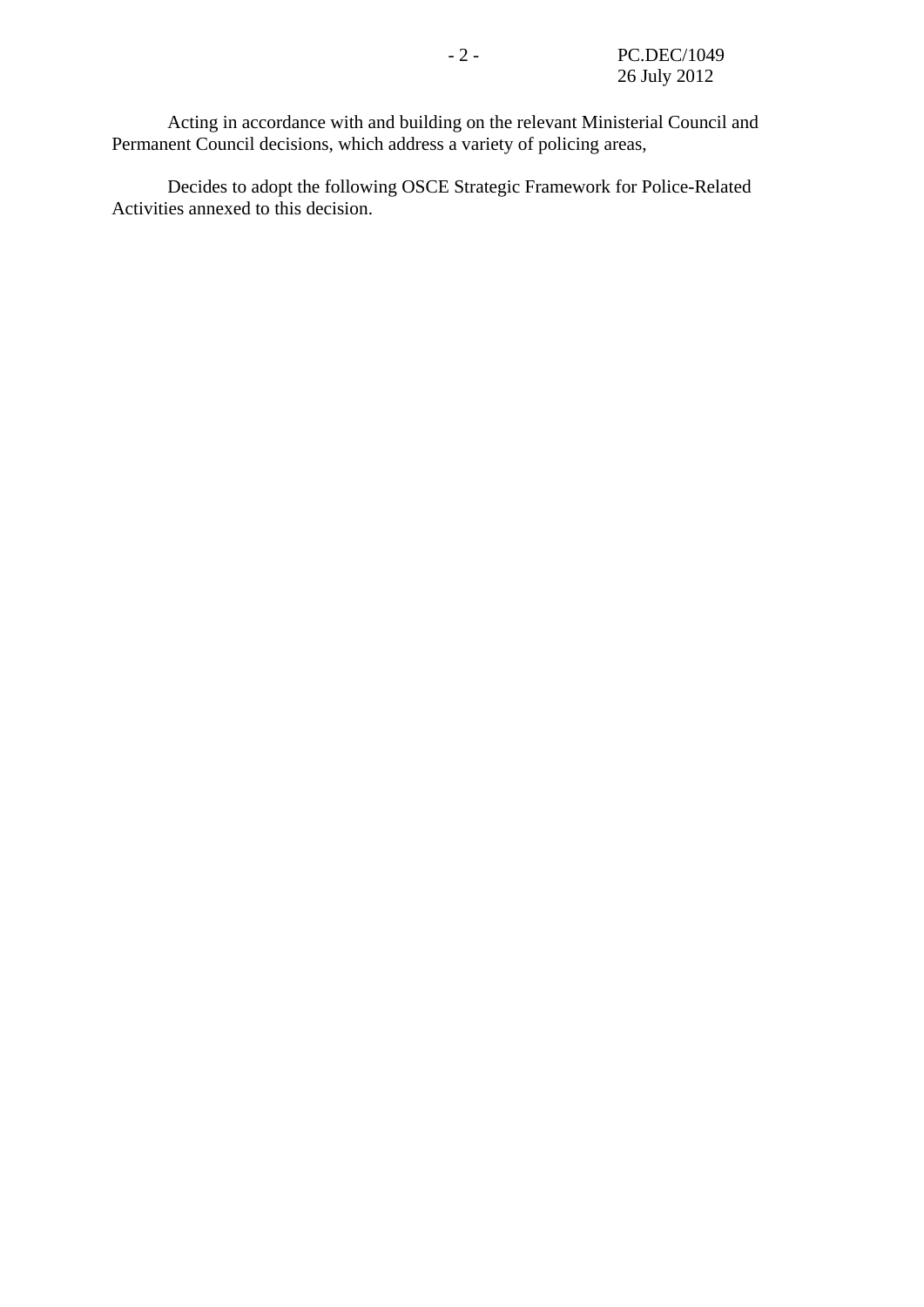Acting in accordance with and building on the relevant Ministerial Council and Permanent Council decisions, which address a variety of policing areas,

Decides to adopt the following OSCE Strategic Framework for Police-Related Activities annexed to this decision.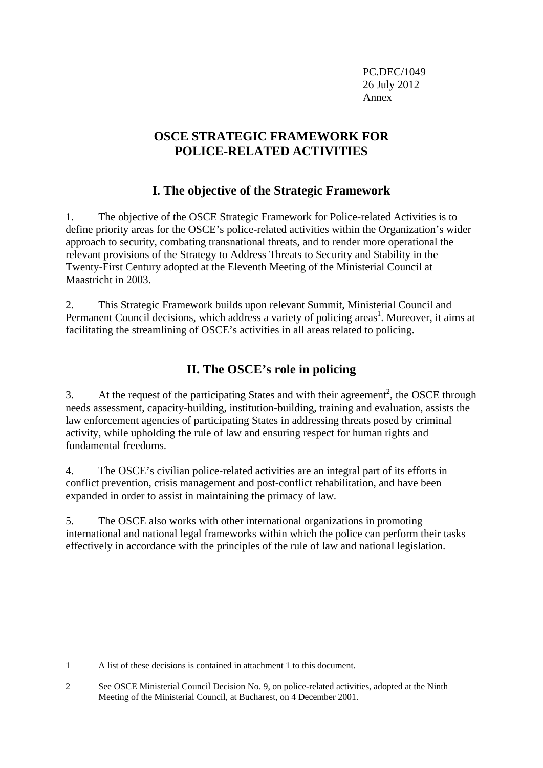PC.DEC/1049
26 July 2012
Annex

# OSCE STRATEGIC FRAMEWORK FOR POLICE-RELATED ACTIVITIES

## I. The objective of the Strategic Framework

1. The objective of the OSCE Strategic Framework for Police-related Activities is to define priority areas for the OSCE's police-related activities within the Organization's wider approach to security, combating transnational threats, and to render more operational the relevant provisions of the Strategy to Address Threats to Security and Stability in the Twenty-First Century adopted at the Eleventh Meeting of the Ministerial Council at Maastricht in 2003.

2. This Strategic Framework builds upon relevant Summit, Ministerial Council and Permanent Council decisions, which address a variety of policing areas[1]. Moreover, it aims at facilitating the streamlining of OSCE's activities in all areas related to policing.

## II. The OSCE's role in policing

3. At the request of the participating States and with their agreement[2], the OSCE through needs assessment, capacity-building, institution-building, training and evaluation, assists the law enforcement agencies of participating States in addressing threats posed by criminal activity, while upholding the rule of law and ensuring respect for human rights and fundamental freedoms.

4. The OSCE's civilian police-related activities are an integral part of its efforts in conflict prevention, crisis management and post-conflict rehabilitation, and have been expanded in order to assist in maintaining the primacy of law.

5. The OSCE also works with other international organizations in promoting international and national legal frameworks within which the police can perform their tasks effectively in accordance with the principles of the rule of law and national legislation.

---

1 A list of these decisions is contained in attachment 1 to this document.

2 See OSCE Ministerial Council Decision No. 9, on police-related activities, adopted at the Ninth Meeting of the Ministerial Council, at Bucharest, on 4 December 2001.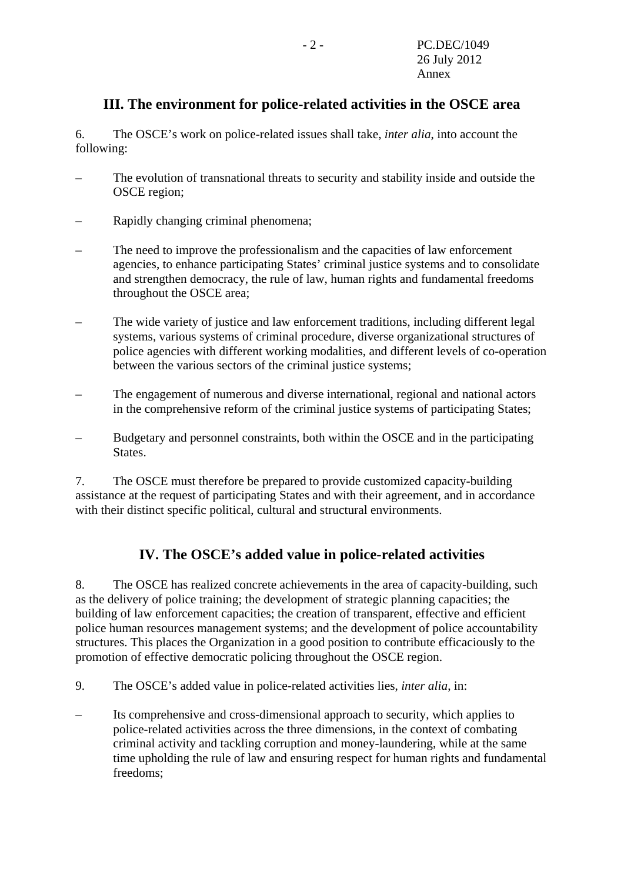## III. The environment for police-related activities in the OSCE area

6. The OSCE's work on police-related issues shall take, *inter alia*, into account the following:

– The evolution of transnational threats to security and stability inside and outside the OSCE region;

– Rapidly changing criminal phenomena;

– The need to improve the professionalism and the capacities of law enforcement agencies, to enhance participating States' criminal justice systems and to consolidate and strengthen democracy, the rule of law, human rights and fundamental freedoms throughout the OSCE area;

– The wide variety of justice and law enforcement traditions, including different legal systems, various systems of criminal procedure, diverse organizational structures of police agencies with different working modalities, and different levels of co-operation between the various sectors of the criminal justice systems;

– The engagement of numerous and diverse international, regional and national actors in the comprehensive reform of the criminal justice systems of participating States;

– Budgetary and personnel constraints, both within the OSCE and in the participating States.

7. The OSCE must therefore be prepared to provide customized capacity-building assistance at the request of participating States and with their agreement, and in accordance with their distinct specific political, cultural and structural environments.

## IV. The OSCE's added value in police-related activities

8. The OSCE has realized concrete achievements in the area of capacity-building, such as the delivery of police training; the development of strategic planning capacities; the building of law enforcement capacities; the creation of transparent, effective and efficient police human resources management systems; and the development of police accountability structures. This places the Organization in a good position to contribute efficaciously to the promotion of effective democratic policing throughout the OSCE region.

9. The OSCE's added value in police-related activities lies, *inter alia*, in:

– Its comprehensive and cross-dimensional approach to security, which applies to police-related activities across the three dimensions, in the context of combating criminal activity and tackling corruption and money-laundering, while at the same time upholding the rule of law and ensuring respect for human rights and fundamental freedoms;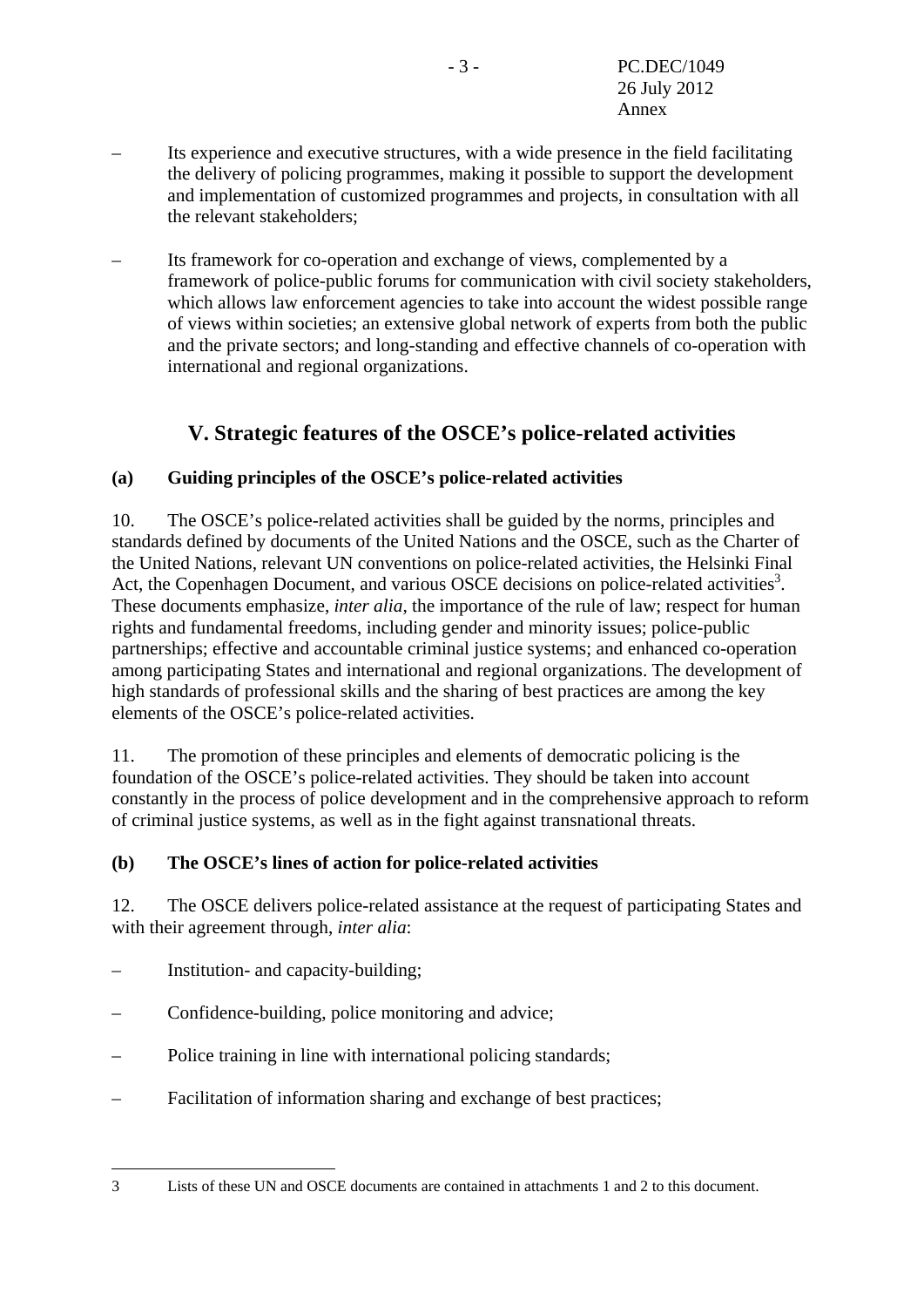– Its experience and executive structures, with a wide presence in the field facilitating the delivery of policing programmes, making it possible to support the development and implementation of customized programmes and projects, in consultation with all the relevant stakeholders;

– Its framework for co-operation and exchange of views, complemented by a framework of police-public forums for communication with civil society stakeholders, which allows law enforcement agencies to take into account the widest possible range of views within societies; an extensive global network of experts from both the public and the private sectors; and long-standing and effective channels of co-operation with international and regional organizations.

## V. Strategic features of the OSCE's police-related activities

### (a) Guiding principles of the OSCE's police-related activities

10. The OSCE's police-related activities shall be guided by the norms, principles and standards defined by documents of the United Nations and the OSCE, such as the Charter of the United Nations, relevant UN conventions on police-related activities, the Helsinki Final Act, the Copenhagen Document, and various OSCE decisions on police-related activities[3]. These documents emphasize, *inter alia*, the importance of the rule of law; respect for human rights and fundamental freedoms, including gender and minority issues; police-public partnerships; effective and accountable criminal justice systems; and enhanced co-operation among participating States and international and regional organizations. The development of high standards of professional skills and the sharing of best practices are among the key elements of the OSCE's police-related activities.

11. The promotion of these principles and elements of democratic policing is the foundation of the OSCE's police-related activities. They should be taken into account constantly in the process of police development and in the comprehensive approach to reform of criminal justice systems, as well as in the fight against transnational threats.

### (b) The OSCE's lines of action for police-related activities

12. The OSCE delivers police-related assistance at the request of participating States and with their agreement through, *inter alia*:

– Institution- and capacity-building;

– Confidence-building, police monitoring and advice;

– Police training in line with international policing standards;

– Facilitation of information sharing and exchange of best practices;

---

3 Lists of these UN and OSCE documents are contained in attachments 1 and 2 to this document.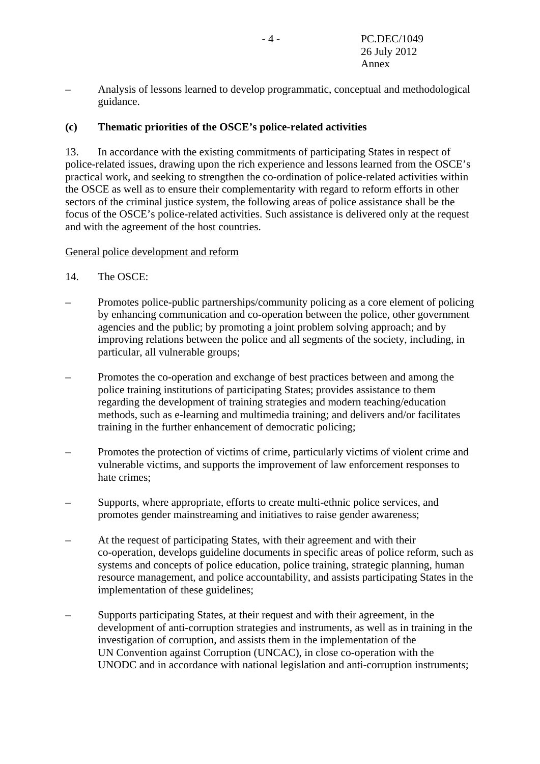– Analysis of lessons learned to develop programmatic, conceptual and methodological guidance.

**(c) Thematic priorities of the OSCE's police-related activities**

13. In accordance with the existing commitments of participating States in respect of police-related issues, drawing upon the rich experience and lessons learned from the OSCE's practical work, and seeking to strengthen the co-ordination of police-related activities within the OSCE as well as to ensure their complementarity with regard to reform efforts in other sectors of the criminal justice system, the following areas of police assistance shall be the focus of the OSCE's police-related activities. Such assistance is delivered only at the request and with the agreement of the host countries.

<u>General police development and reform</u>

14. The OSCE:

– Promotes police-public partnerships/community policing as a core element of policing by enhancing communication and co-operation between the police, other government agencies and the public; by promoting a joint problem solving approach; and by improving relations between the police and all segments of the society, including, in particular, all vulnerable groups;

– Promotes the co-operation and exchange of best practices between and among the police training institutions of participating States; provides assistance to them regarding the development of training strategies and modern teaching/education methods, such as e-learning and multimedia training; and delivers and/or facilitates training in the further enhancement of democratic policing;

– Promotes the protection of victims of crime, particularly victims of violent crime and vulnerable victims, and supports the improvement of law enforcement responses to hate crimes;

– Supports, where appropriate, efforts to create multi-ethnic police services, and promotes gender mainstreaming and initiatives to raise gender awareness;

– At the request of participating States, with their agreement and with their co-operation, develops guideline documents in specific areas of police reform, such as systems and concepts of police education, police training, strategic planning, human resource management, and police accountability, and assists participating States in the implementation of these guidelines;

– Supports participating States, at their request and with their agreement, in the development of anti-corruption strategies and instruments, as well as in training in the investigation of corruption, and assists them in the implementation of the UN Convention against Corruption (UNCAC), in close co-operation with the UNODC and in accordance with national legislation and anti-corruption instruments;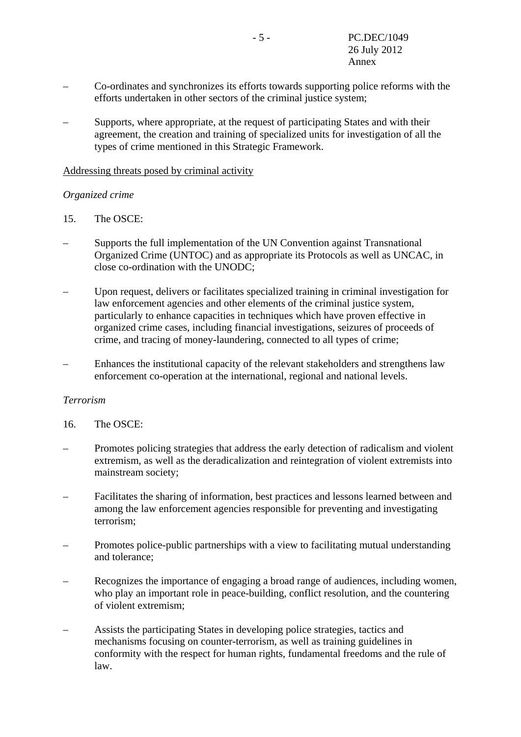– Co-ordinates and synchronizes its efforts towards supporting police reforms with the efforts undertaken in other sectors of the criminal justice system;

– Supports, where appropriate, at the request of participating States and with their agreement, the creation and training of specialized units for investigation of all the types of crime mentioned in this Strategic Framework.

<u>Addressing threats posed by criminal activity</u>

*Organized crime*

15. The OSCE:

– Supports the full implementation of the UN Convention against Transnational Organized Crime (UNTOC) and as appropriate its Protocols as well as UNCAC, in close co-ordination with the UNODC;

– Upon request, delivers or facilitates specialized training in criminal investigation for law enforcement agencies and other elements of the criminal justice system, particularly to enhance capacities in techniques which have proven effective in organized crime cases, including financial investigations, seizures of proceeds of crime, and tracing of money-laundering, connected to all types of crime;

– Enhances the institutional capacity of the relevant stakeholders and strengthens law enforcement co-operation at the international, regional and national levels.

*Terrorism*

16. The OSCE:

– Promotes policing strategies that address the early detection of radicalism and violent extremism, as well as the deradicalization and reintegration of violent extremists into mainstream society;

– Facilitates the sharing of information, best practices and lessons learned between and among the law enforcement agencies responsible for preventing and investigating terrorism;

– Promotes police-public partnerships with a view to facilitating mutual understanding and tolerance;

– Recognizes the importance of engaging a broad range of audiences, including women, who play an important role in peace-building, conflict resolution, and the countering of violent extremism;

– Assists the participating States in developing police strategies, tactics and mechanisms focusing on counter-terrorism, as well as training guidelines in conformity with the respect for human rights, fundamental freedoms and the rule of law.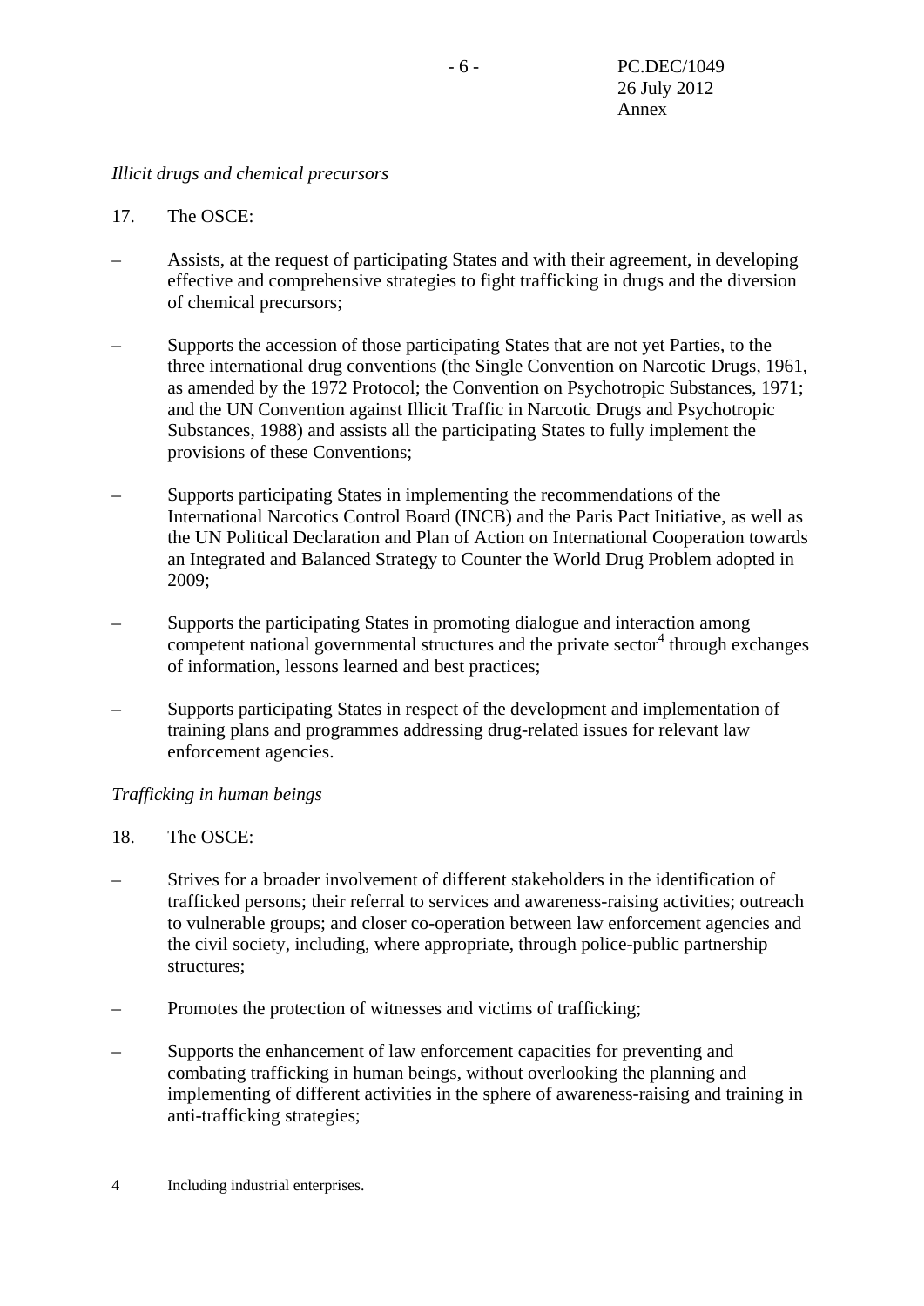*Illicit drugs and chemical precursors*

17. The OSCE:

– Assists, at the request of participating States and with their agreement, in developing effective and comprehensive strategies to fight trafficking in drugs and the diversion of chemical precursors;

– Supports the accession of those participating States that are not yet Parties, to the three international drug conventions (the Single Convention on Narcotic Drugs, 1961, as amended by the 1972 Protocol; the Convention on Psychotropic Substances, 1971; and the UN Convention against Illicit Traffic in Narcotic Drugs and Psychotropic Substances, 1988) and assists all the participating States to fully implement the provisions of these Conventions;

– Supports participating States in implementing the recommendations of the International Narcotics Control Board (INCB) and the Paris Pact Initiative, as well as the UN Political Declaration and Plan of Action on International Cooperation towards an Integrated and Balanced Strategy to Counter the World Drug Problem adopted in 2009;

– Supports the participating States in promoting dialogue and interaction among competent national governmental structures and the private sector[4] through exchanges of information, lessons learned and best practices;

– Supports participating States in respect of the development and implementation of training plans and programmes addressing drug-related issues for relevant law enforcement agencies.

*Trafficking in human beings*

18. The OSCE:

– Strives for a broader involvement of different stakeholders in the identification of trafficked persons; their referral to services and awareness-raising activities; outreach to vulnerable groups; and closer co-operation between law enforcement agencies and the civil society, including, where appropriate, through police-public partnership structures;

– Promotes the protection of witnesses and victims of trafficking;

– Supports the enhancement of law enforcement capacities for preventing and combating trafficking in human beings, without overlooking the planning and implementing of different activities in the sphere of awareness-raising and training in anti-trafficking strategies;

---

4 Including industrial enterprises.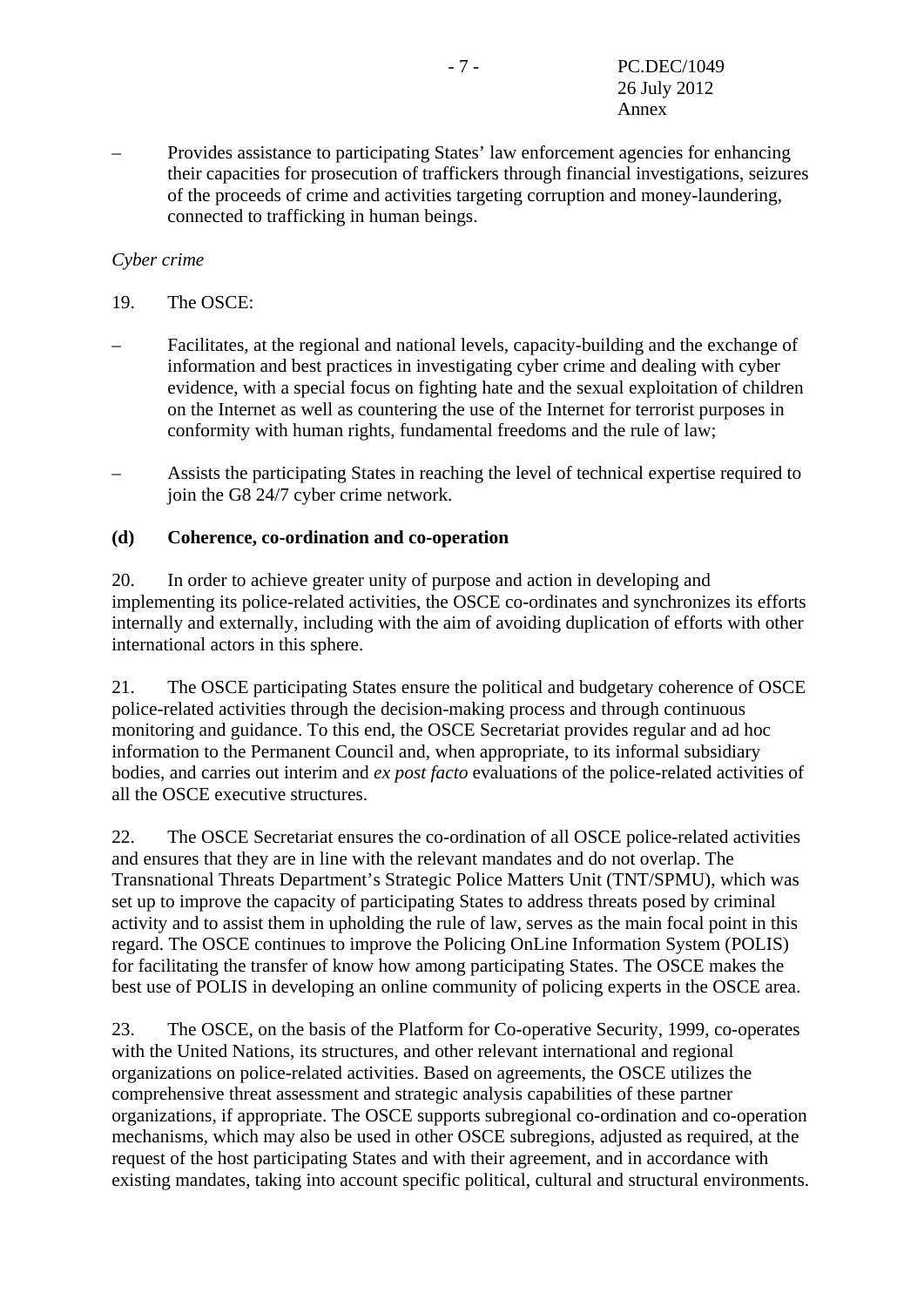– Provides assistance to participating States' law enforcement agencies for enhancing their capacities for prosecution of traffickers through financial investigations, seizures of the proceeds of crime and activities targeting corruption and money-laundering, connected to trafficking in human beings.

*Cyber crime*

19. The OSCE:

– Facilitates, at the regional and national levels, capacity-building and the exchange of information and best practices in investigating cyber crime and dealing with cyber evidence, with a special focus on fighting hate and the sexual exploitation of children on the Internet as well as countering the use of the Internet for terrorist purposes in conformity with human rights, fundamental freedoms and the rule of law;

– Assists the participating States in reaching the level of technical expertise required to join the G8 24/7 cyber crime network.

**(d) Coherence, co-ordination and co-operation**

20. In order to achieve greater unity of purpose and action in developing and implementing its police-related activities, the OSCE co-ordinates and synchronizes its efforts internally and externally, including with the aim of avoiding duplication of efforts with other international actors in this sphere.

21. The OSCE participating States ensure the political and budgetary coherence of OSCE police-related activities through the decision-making process and through continuous monitoring and guidance. To this end, the OSCE Secretariat provides regular and ad hoc information to the Permanent Council and, when appropriate, to its informal subsidiary bodies, and carries out interim and *ex post facto* evaluations of the police-related activities of all the OSCE executive structures.

22. The OSCE Secretariat ensures the co-ordination of all OSCE police-related activities and ensures that they are in line with the relevant mandates and do not overlap. The Transnational Threats Department's Strategic Police Matters Unit (TNT/SPMU), which was set up to improve the capacity of participating States to address threats posed by criminal activity and to assist them in upholding the rule of law, serves as the main focal point in this regard. The OSCE continues to improve the Policing OnLine Information System (POLIS) for facilitating the transfer of know how among participating States. The OSCE makes the best use of POLIS in developing an online community of policing experts in the OSCE area.

23. The OSCE, on the basis of the Platform for Co-operative Security, 1999, co-operates with the United Nations, its structures, and other relevant international and regional organizations on police-related activities. Based on agreements, the OSCE utilizes the comprehensive threat assessment and strategic analysis capabilities of these partner organizations, if appropriate. The OSCE supports subregional co-ordination and co-operation mechanisms, which may also be used in other OSCE subregions, adjusted as required, at the request of the host participating States and with their agreement, and in accordance with existing mandates, taking into account specific political, cultural and structural environments.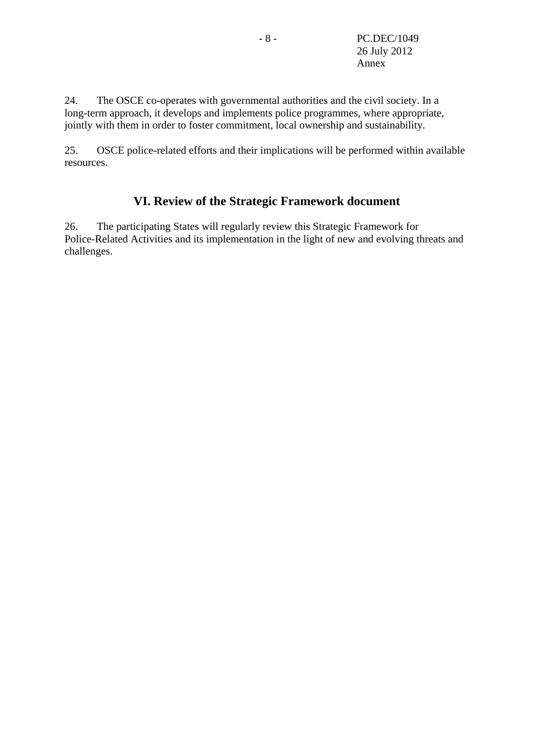24. The OSCE co-operates with governmental authorities and the civil society. In a long-term approach, it develops and implements police programmes, where appropriate, jointly with them in order to foster commitment, local ownership and sustainability.

25. OSCE police-related efforts and their implications will be performed within available resources.

## VI. Review of the Strategic Framework document

26. The participating States will regularly review this Strategic Framework for Police-Related Activities and its implementation in the light of new and evolving threats and challenges.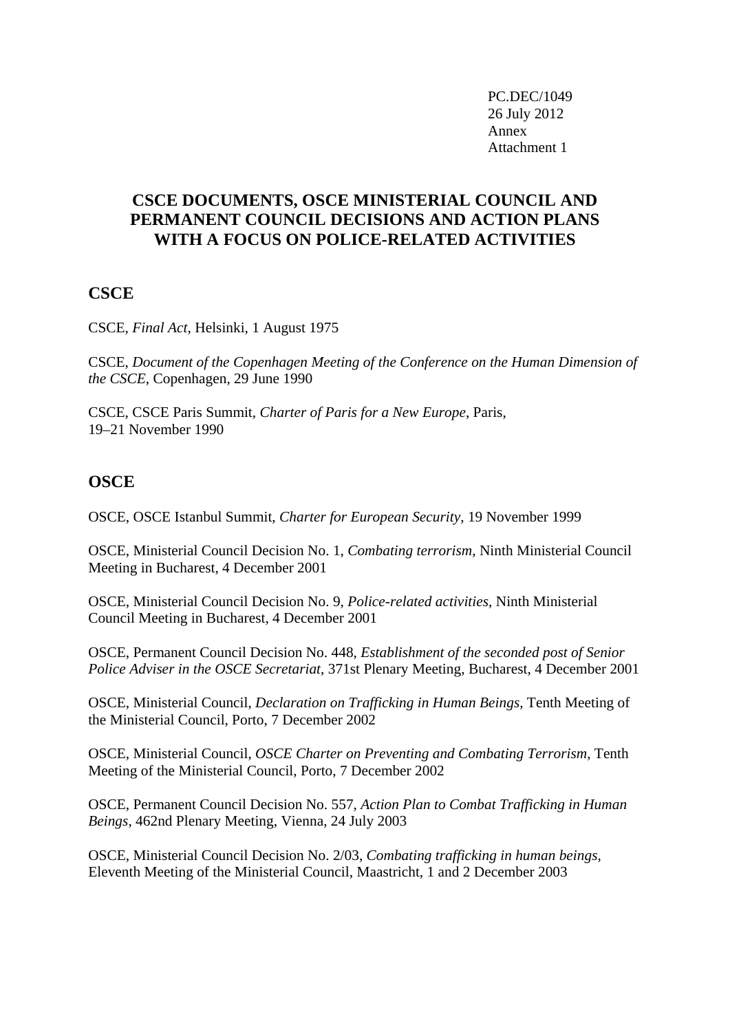PC.DEC/1049
26 July 2012
Annex
Attachment 1

# CSCE DOCUMENTS, OSCE MINISTERIAL COUNCIL AND PERMANENT COUNCIL DECISIONS AND ACTION PLANS WITH A FOCUS ON POLICE-RELATED ACTIVITIES

## CSCE

CSCE, *Final Act*, Helsinki, 1 August 1975

CSCE, *Document of the Copenhagen Meeting of the Conference on the Human Dimension of the CSCE*, Copenhagen, 29 June 1990

CSCE, CSCE Paris Summit, *Charter of Paris for a New Europe*, Paris, 19–21 November 1990

## OSCE

OSCE, OSCE Istanbul Summit, *Charter for European Security*, 19 November 1999

OSCE, Ministerial Council Decision No. 1, *Combating terrorism*, Ninth Ministerial Council Meeting in Bucharest, 4 December 2001

OSCE, Ministerial Council Decision No. 9, *Police-related activities*, Ninth Ministerial Council Meeting in Bucharest, 4 December 2001

OSCE, Permanent Council Decision No. 448, *Establishment of the seconded post of Senior Police Adviser in the OSCE Secretariat*, 371st Plenary Meeting, Bucharest, 4 December 2001

OSCE, Ministerial Council, *Declaration on Trafficking in Human Beings*, Tenth Meeting of the Ministerial Council, Porto, 7 December 2002

OSCE, Ministerial Council, *OSCE Charter on Preventing and Combating Terrorism*, Tenth Meeting of the Ministerial Council, Porto, 7 December 2002

OSCE, Permanent Council Decision No. 557, *Action Plan to Combat Trafficking in Human Beings*, 462nd Plenary Meeting, Vienna, 24 July 2003

OSCE, Ministerial Council Decision No. 2/03, *Combating trafficking in human beings*, Eleventh Meeting of the Ministerial Council, Maastricht, 1 and 2 December 2003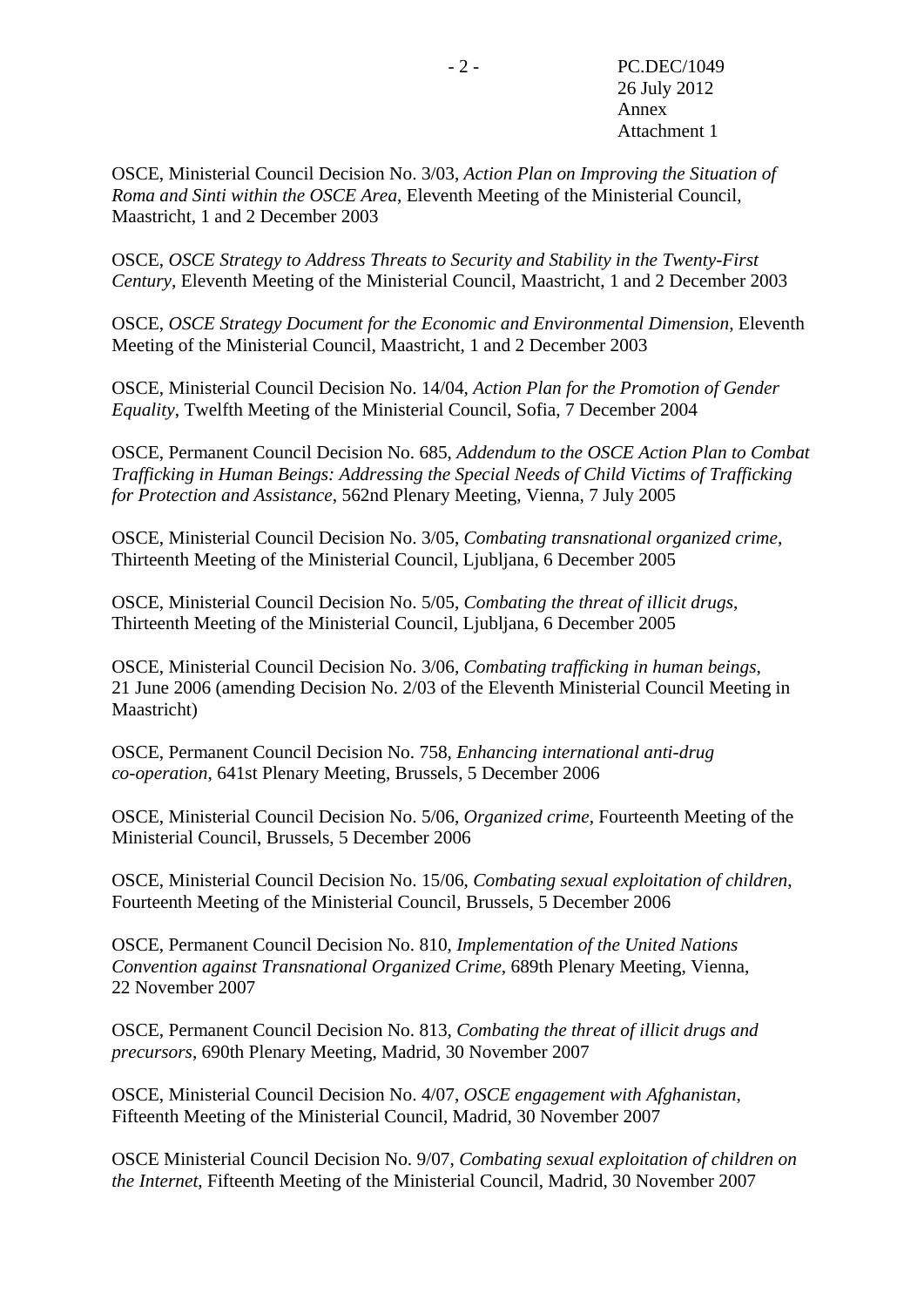OSCE, Ministerial Council Decision No. 3/03, *Action Plan on Improving the Situation of Roma and Sinti within the OSCE Area*, Eleventh Meeting of the Ministerial Council, Maastricht, 1 and 2 December 2003

OSCE, *OSCE Strategy to Address Threats to Security and Stability in the Twenty-First Century*, Eleventh Meeting of the Ministerial Council, Maastricht, 1 and 2 December 2003

OSCE, *OSCE Strategy Document for the Economic and Environmental Dimension*, Eleventh Meeting of the Ministerial Council, Maastricht, 1 and 2 December 2003

OSCE, Ministerial Council Decision No. 14/04, *Action Plan for the Promotion of Gender Equality*, Twelfth Meeting of the Ministerial Council, Sofia, 7 December 2004

OSCE, Permanent Council Decision No. 685, *Addendum to the OSCE Action Plan to Combat Trafficking in Human Beings: Addressing the Special Needs of Child Victims of Trafficking for Protection and Assistance*, 562nd Plenary Meeting, Vienna, 7 July 2005

OSCE, Ministerial Council Decision No. 3/05, *Combating transnational organized crime*, Thirteenth Meeting of the Ministerial Council, Ljubljana, 6 December 2005

OSCE, Ministerial Council Decision No. 5/05, *Combating the threat of illicit drugs*, Thirteenth Meeting of the Ministerial Council, Ljubljana, 6 December 2005

OSCE, Ministerial Council Decision No. 3/06, *Combating trafficking in human beings*, 21 June 2006 (amending Decision No. 2/03 of the Eleventh Ministerial Council Meeting in Maastricht)

OSCE, Permanent Council Decision No. 758, *Enhancing international anti-drug co-operation*, 641st Plenary Meeting, Brussels, 5 December 2006

OSCE, Ministerial Council Decision No. 5/06, *Organized crime*, Fourteenth Meeting of the Ministerial Council, Brussels, 5 December 2006

OSCE, Ministerial Council Decision No. 15/06, *Combating sexual exploitation of children*, Fourteenth Meeting of the Ministerial Council, Brussels, 5 December 2006

OSCE, Permanent Council Decision No. 810, *Implementation of the United Nations Convention against Transnational Organized Crime*, 689th Plenary Meeting, Vienna, 22 November 2007

OSCE, Permanent Council Decision No. 813, *Combating the threat of illicit drugs and precursors*, 690th Plenary Meeting, Madrid, 30 November 2007

OSCE, Ministerial Council Decision No. 4/07, *OSCE engagement with Afghanistan*, Fifteenth Meeting of the Ministerial Council, Madrid, 30 November 2007

OSCE Ministerial Council Decision No. 9/07, *Combating sexual exploitation of children on the Internet*, Fifteenth Meeting of the Ministerial Council, Madrid, 30 November 2007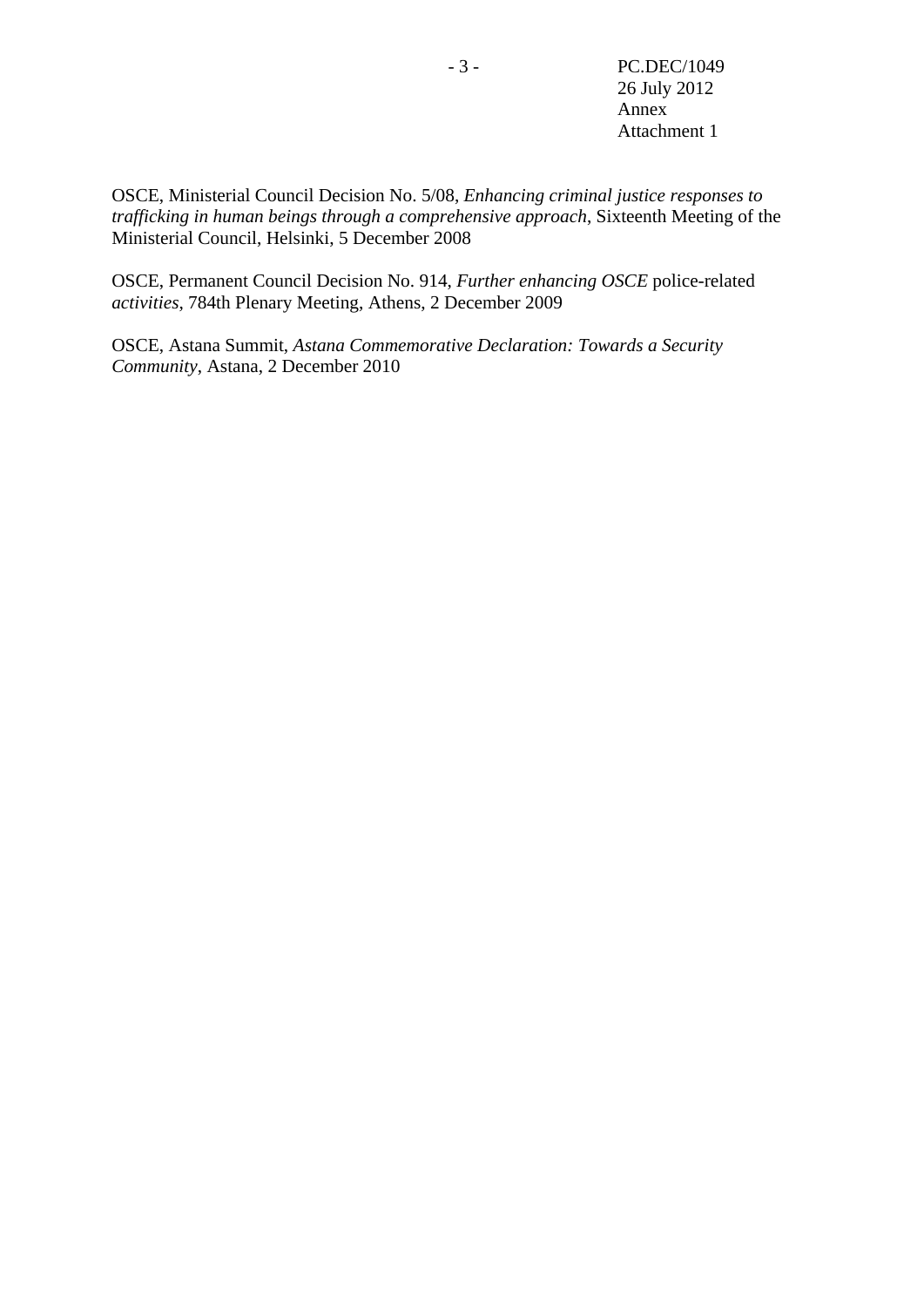OSCE, Ministerial Council Decision No. 5/08, *Enhancing criminal justice responses to trafficking in human beings through a comprehensive approach*, Sixteenth Meeting of the Ministerial Council, Helsinki, 5 December 2008

OSCE, Permanent Council Decision No. 914, *Further enhancing OSCE* police-related *activities*, 784th Plenary Meeting, Athens, 2 December 2009

OSCE, Astana Summit, *Astana Commemorative Declaration: Towards a Security Community*, Astana, 2 December 2010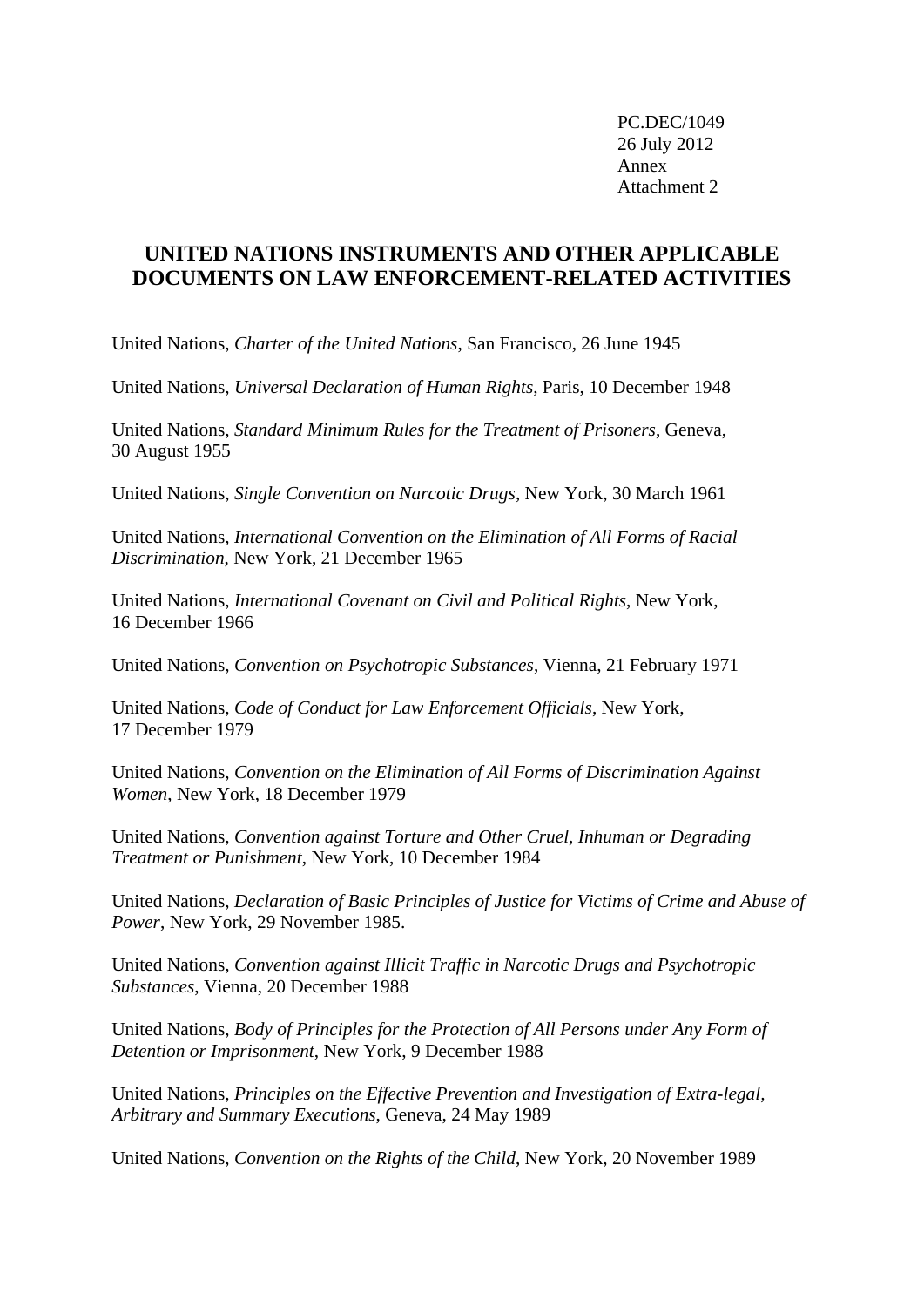PC.DEC/1049
26 July 2012
Annex
Attachment 2

## UNITED NATIONS INSTRUMENTS AND OTHER APPLICABLE DOCUMENTS ON LAW ENFORCEMENT-RELATED ACTIVITIES

United Nations, *Charter of the United Nations*, San Francisco, 26 June 1945

United Nations, *Universal Declaration of Human Rights*, Paris, 10 December 1948

United Nations, *Standard Minimum Rules for the Treatment of Prisoners*, Geneva, 30 August 1955

United Nations, *Single Convention on Narcotic Drugs*, New York, 30 March 1961

United Nations, *International Convention on the Elimination of All Forms of Racial Discrimination*, New York, 21 December 1965

United Nations, *International Covenant on Civil and Political Rights*, New York, 16 December 1966

United Nations, *Convention on Psychotropic Substances*, Vienna, 21 February 1971

United Nations, *Code of Conduct for Law Enforcement Officials*, New York, 17 December 1979

United Nations, *Convention on the Elimination of All Forms of Discrimination Against Women*, New York, 18 December 1979

United Nations, *Convention against Torture and Other Cruel, Inhuman or Degrading Treatment or Punishment*, New York, 10 December 1984

United Nations, *Declaration of Basic Principles of Justice for Victims of Crime and Abuse of Power*, New York, 29 November 1985.

United Nations, *Convention against Illicit Traffic in Narcotic Drugs and Psychotropic Substances*, Vienna, 20 December 1988

United Nations, *Body of Principles for the Protection of All Persons under Any Form of Detention or Imprisonment*, New York, 9 December 1988

United Nations, *Principles on the Effective Prevention and Investigation of Extra-legal, Arbitrary and Summary Executions*, Geneva, 24 May 1989

United Nations, *Convention on the Rights of the Child*, New York, 20 November 1989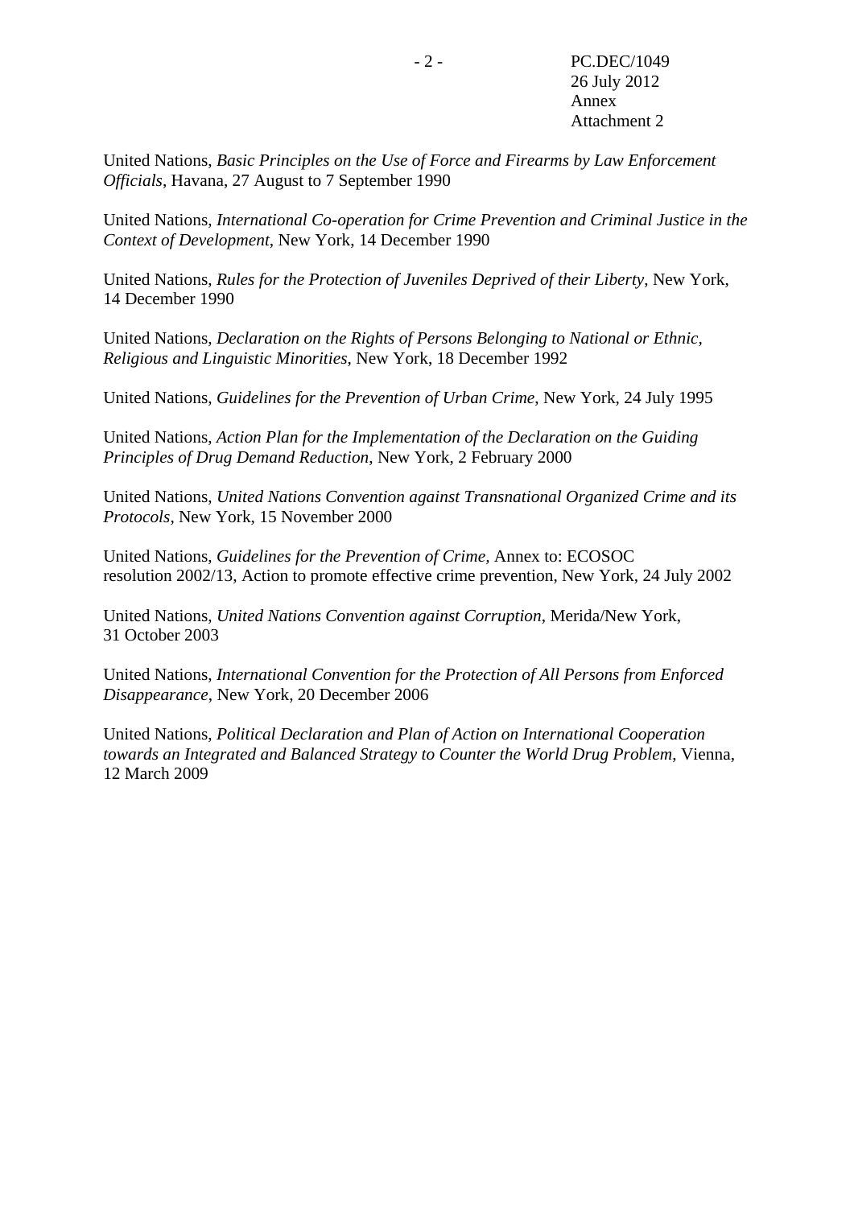United Nations, *Basic Principles on the Use of Force and Firearms by Law Enforcement Officials*, Havana, 27 August to 7 September 1990

United Nations, *International Co-operation for Crime Prevention and Criminal Justice in the Context of Development*, New York, 14 December 1990

United Nations, *Rules for the Protection of Juveniles Deprived of their Liberty*, New York, 14 December 1990

United Nations, *Declaration on the Rights of Persons Belonging to National or Ethnic, Religious and Linguistic Minorities*, New York, 18 December 1992

United Nations, *Guidelines for the Prevention of Urban Crime*, New York, 24 July 1995

United Nations, *Action Plan for the Implementation of the Declaration on the Guiding Principles of Drug Demand Reduction*, New York, 2 February 2000

United Nations, *United Nations Convention against Transnational Organized Crime and its Protocols*, New York, 15 November 2000

United Nations, *Guidelines for the Prevention of Crime*, Annex to: ECOSOC resolution 2002/13, Action to promote effective crime prevention, New York, 24 July 2002

United Nations, *United Nations Convention against Corruption*, Merida/New York, 31 October 2003

United Nations, *International Convention for the Protection of All Persons from Enforced Disappearance*, New York, 20 December 2006

United Nations, *Political Declaration and Plan of Action on International Cooperation towards an Integrated and Balanced Strategy to Counter the World Drug Problem*, Vienna, 12 March 2009